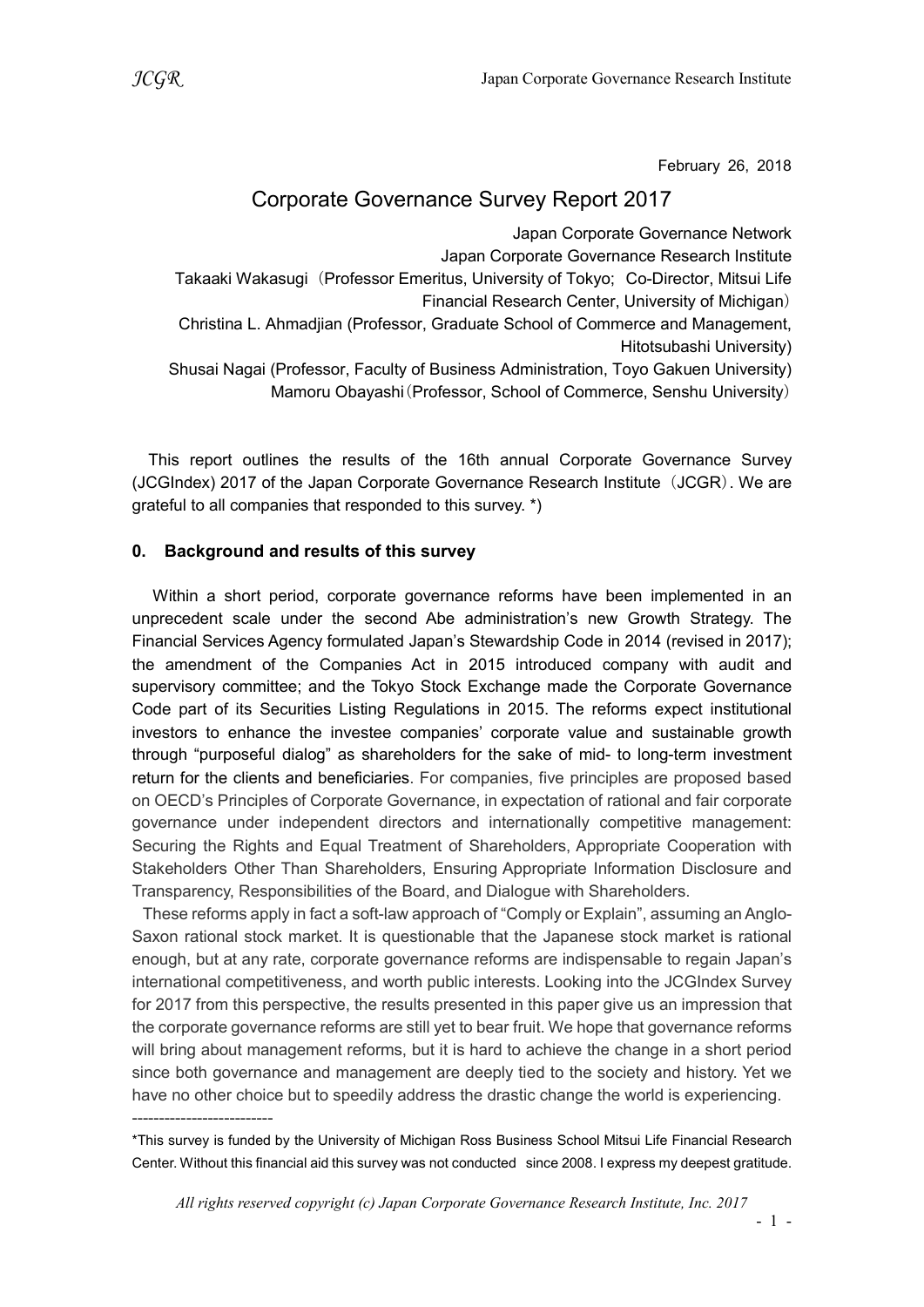February 26, 2018

# Corporate Governance Survey Report 2017

Japan Corporate Governance Network

Japan Corporate Governance Research Institute

Takaaki Wakasugi（Professor Emeritus, University of Tokyo; Co-Director, Mitsui Life Financial Research Center, University of Michigan）

Christina L. Ahmadjian (Professor, Graduate School of Commerce and Management, Hitotsubashi University)

Shusai Nagai (Professor, Faculty of Business Administration, Toyo Gakuen University)

Mamoru Obayashi（Professor, School of Commerce, Senshu University）

This report outlines the results of the 16th annual Corporate Governance Survey (JCGIndex) 2017 of the Japan Corporate Governance Research Institute（JCGR）. We are grateful to all companies that responded to this survey. *)

## 0. Background and results of this survey

Within a short period, corporate governance reforms have been implemented in an unprecedent scale under the second Abe administration's new Growth Strategy. The Financial Services Agency formulated Japan's Stewardship Code in 2014 (revised in 2017); the amendment of the Companies Act in 2015 introduced company with audit and supervisory committee; and the Tokyo Stock Exchange made the Corporate Governance Code part of its Securities Listing Regulations in 2015. The reforms expect institutional investors to enhance the investee companies' corporate value and sustainable growth through "purposeful dialog" as shareholders for the sake of mid- to long-term investment return for the clients and beneficiaries. For companies, five principles are proposed based on OECD's Principles of Corporate Governance, in expectation of rational and fair corporate governance under independent directors and internationally competitive management: Securing the Rights and Equal Treatment of Shareholders, Appropriate Cooperation with Stakeholders Other Than Shareholders, Ensuring Appropriate Information Disclosure and Transparency, Responsibilities of the Board, and Dialogue with Shareholders.

These reforms apply in fact a soft-law approach of "Comply or Explain", assuming an Anglo-Saxon rational stock market. It is questionable that the Japanese stock market is rational enough, but at any rate, corporate governance reforms are indispensable to regain Japan's international competitiveness, and worth public interests. Looking into the JCGIndex Survey for 2017 from this perspective, the results presented in this paper give us an impression that the corporate governance reforms are still yet to bear fruit. We hope that governance reforms will bring about management reforms, but it is hard to achieve the change in a short period since both governance and management are deeply tied to the society and history. Yet we have no other choice but to speedily address the drastic change the world is experiencing.

--------------------------

*This survey is funded by the University of Michigan Ross Business School Mitsui Life Financial Research Center. Without this financial aid this survey was not conducted since 2008. I express my deepest gratitude.

*All rights reserved copyright (c) Japan Corporate Governance Research Institute, Inc. 2017*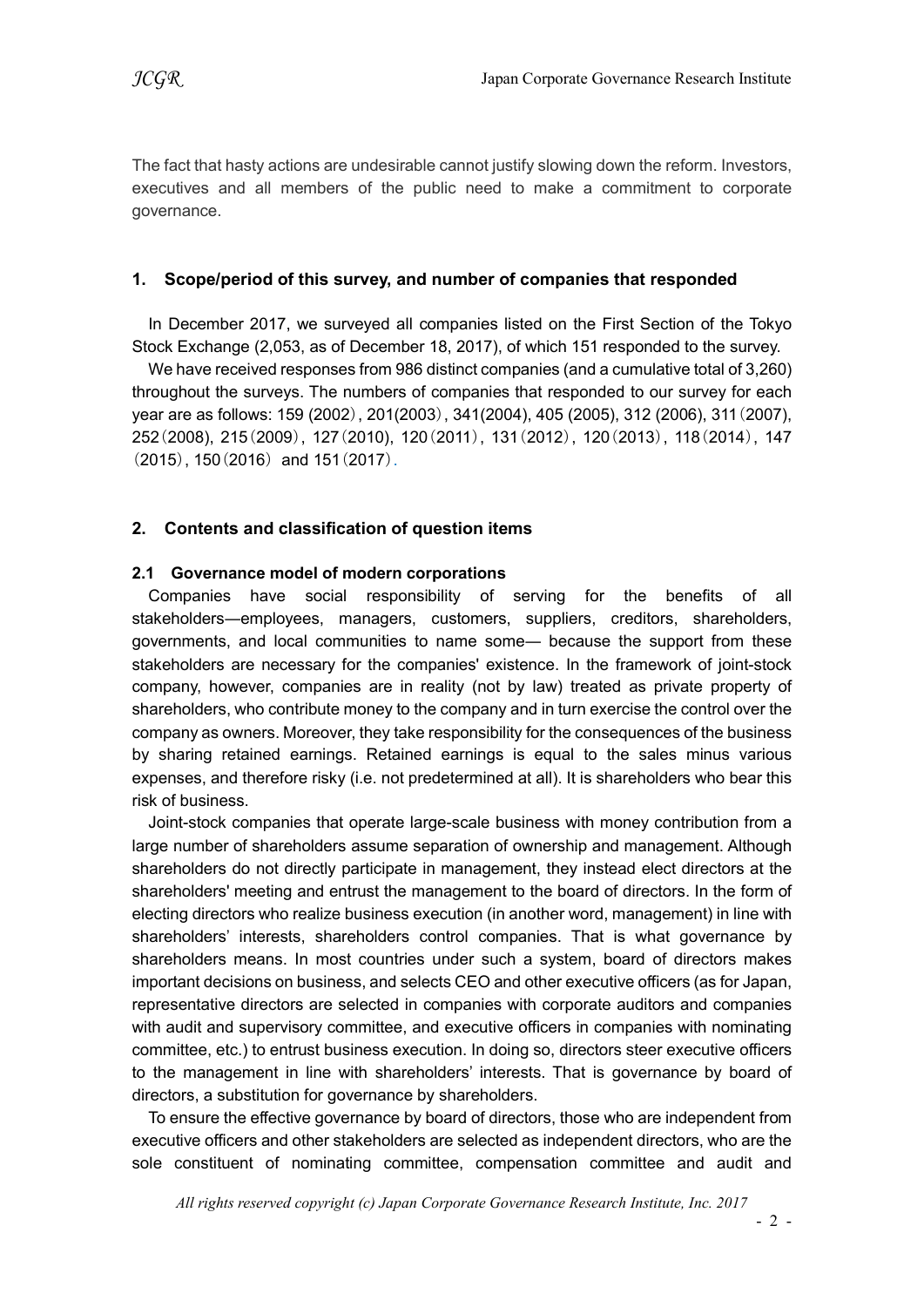The fact that hasty actions are undesirable cannot justify slowing down the reform. Investors, executives and all members of the public need to make a commitment to corporate governance.

## 1. Scope/period of this survey, and number of companies that responded

In December 2017, we surveyed all companies listed on the First Section of the Tokyo Stock Exchange (2,053, as of December 18, 2017), of which 151 responded to the survey.

We have received responses from 986 distinct companies (and a cumulative total of 3,260) throughout the surveys. The numbers of companies that responded to our survey for each year are as follows: 159 (2002), 201(2003), 341(2004), 405 (2005), 312 (2006), 311(2007), 252(2008), 215(2009), 127(2010), 120(2011), 131(2012), 120(2013), 118(2014), 147 (2015), 150(2016) and 151(2017).

## 2. Contents and classification of question items

### 2.1 Governance model of modern corporations

Companies have social responsibility of serving for the benefits of all stakeholders—employees, managers, customers, suppliers, creditors, shareholders, governments, and local communities to name some— because the support from these stakeholders are necessary for the companies' existence. In the framework of joint-stock company, however, companies are in reality (not by law) treated as private property of shareholders, who contribute money to the company and in turn exercise the control over the company as owners. Moreover, they take responsibility for the consequences of the business by sharing retained earnings. Retained earnings is equal to the sales minus various expenses, and therefore risky (i.e. not predetermined at all). It is shareholders who bear this risk of business.

Joint-stock companies that operate large-scale business with money contribution from a large number of shareholders assume separation of ownership and management. Although shareholders do not directly participate in management, they instead elect directors at the shareholders' meeting and entrust the management to the board of directors. In the form of electing directors who realize business execution (in another word, management) in line with shareholders' interests, shareholders control companies. That is what governance by shareholders means. In most countries under such a system, board of directors makes important decisions on business, and selects CEO and other executive officers (as for Japan, representative directors are selected in companies with corporate auditors and companies with audit and supervisory committee, and executive officers in companies with nominating committee, etc.) to entrust business execution. In doing so, directors steer executive officers to the management in line with shareholders' interests. That is governance by board of directors, a substitution for governance by shareholders.

To ensure the effective governance by board of directors, those who are independent from executive officers and other stakeholders are selected as independent directors, who are the sole constituent of nominating committee, compensation committee and audit and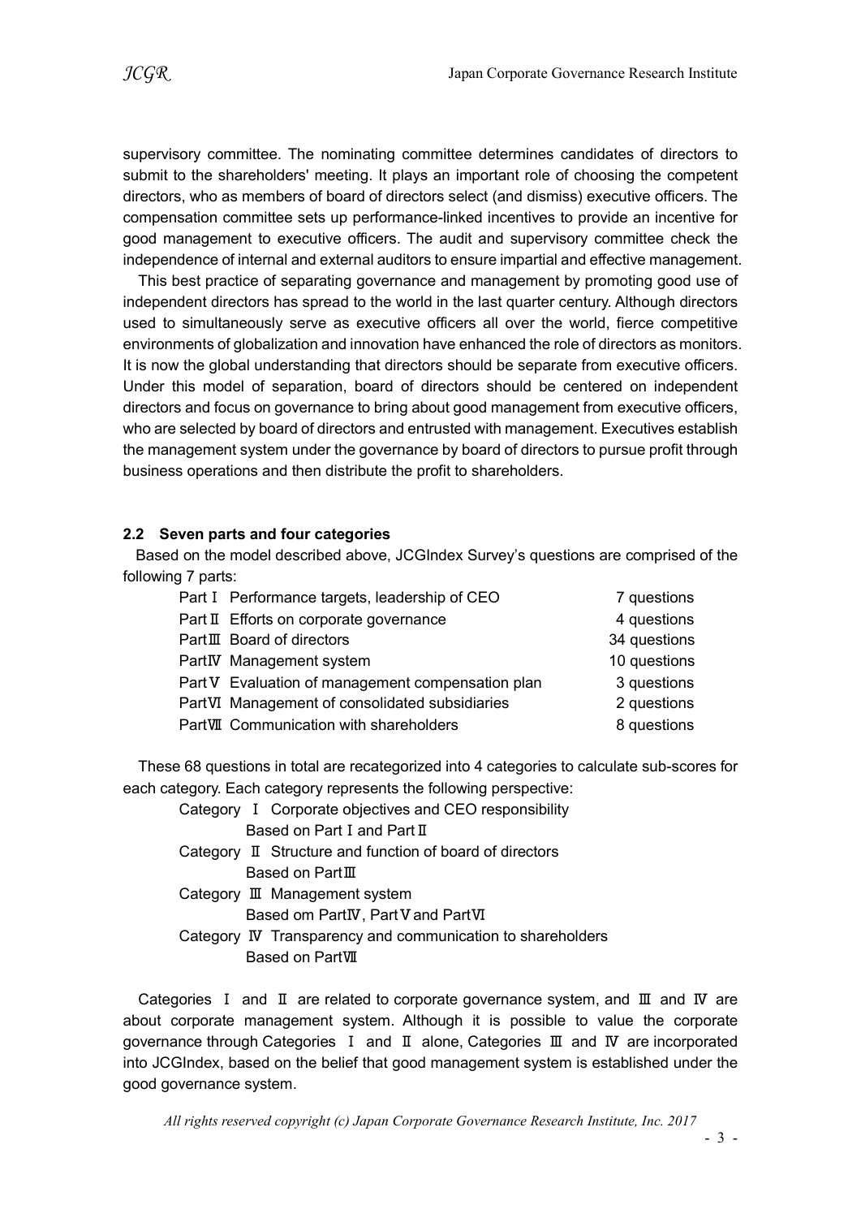supervisory committee. The nominating committee determines candidates of directors to submit to the shareholders' meeting. It plays an important role of choosing the competent directors, who as members of board of directors select (and dismiss) executive officers. The compensation committee sets up performance-linked incentives to provide an incentive for good management to executive officers. The audit and supervisory committee check the independence of internal and external auditors to ensure impartial and effective management.

This best practice of separating governance and management by promoting good use of independent directors has spread to the world in the last quarter century. Although directors used to simultaneously serve as executive officers all over the world, fierce competitive environments of globalization and innovation have enhanced the role of directors as monitors. It is now the global understanding that directors should be separate from executive officers. Under this model of separation, board of directors should be centered on independent directors and focus on governance to bring about good management from executive officers, who are selected by board of directors and entrusted with management. Executives establish the management system under the governance by board of directors to pursue profit through business operations and then distribute the profit to shareholders.

### 2.2 Seven parts and four categories

Based on the model described above, JCGIndex Survey's questions are comprised of the following 7 parts:

| | | |
|---|---|---|
| Part Ⅰ | Performance targets, leadership of CEO | 7 questions |
| Part Ⅱ | Efforts on corporate governance | 4 questions |
| Part Ⅲ | Board of directors | 34 questions |
| Part Ⅳ | Management system | 10 questions |
| Part Ⅴ | Evaluation of management compensation plan | 3 questions |
| Part Ⅵ | Management of consolidated subsidiaries | 2 questions |
| Part Ⅶ | Communication with shareholders | 8 questions |

These 68 questions in total are recategorized into 4 categories to calculate sub-scores for each category. Each category represents the following perspective:

Category Ⅰ Corporate objectives and CEO responsibility
Based on Part Ⅰ and Part Ⅱ

Category Ⅱ Structure and function of board of directors
Based on Part Ⅲ

Category Ⅲ Management system
Based om Part Ⅳ, Part Ⅴ and Part Ⅵ

Category Ⅳ Transparency and communication to shareholders
Based on Part Ⅶ

Categories Ⅰ and Ⅱ are related to corporate governance system, and Ⅲ and Ⅳ are about corporate management system. Although it is possible to value the corporate governance through Categories Ⅰ and Ⅱ alone, Categories Ⅲ and Ⅳ are incorporated into JCGIndex, based on the belief that good management system is established under the good governance system.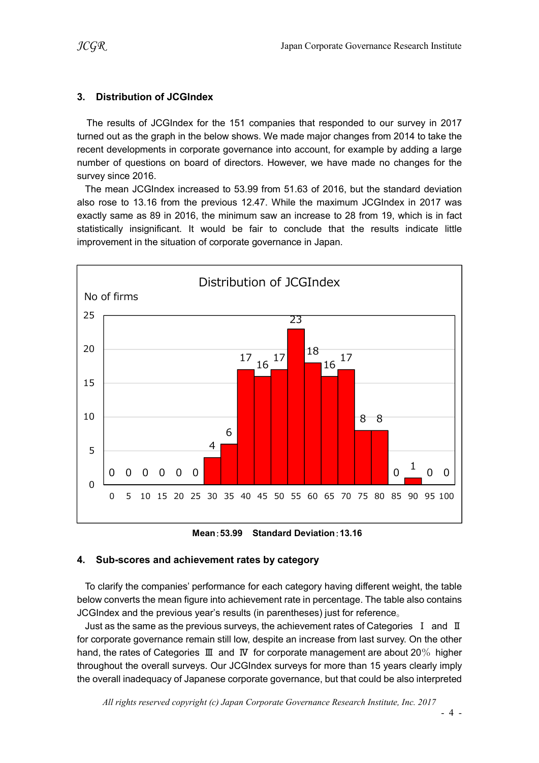## 3. Distribution of JCGIndex

The results of JCGIndex for the 151 companies that responded to our survey in 2017 turned out as the graph in the below shows. We made major changes from 2014 to take the recent developments in corporate governance into account, for example by adding a large number of questions on board of directors. However, we have made no changes for the survey since 2016.

The mean JCGIndex increased to 53.99 from 51.63 of 2016, but the standard deviation also rose to 13.16 from the previous 12.47. While the maximum JCGIndex in 2017 was exactly same as 89 in 2016, the minimum saw an increase to 28 from 19, which is in fact statistically insignificant. It would be fair to conclude that the results indicate little improvement in the situation of corporate governance in Japan.

**Distribution of JCGIndex**

| JCGIndex | No of firms |
|---|---|
| 0 | 0 |
| 5 | 0 |
| 10 | 0 |
| 15 | 0 |
| 20 | 0 |
| 25 | 0 |
| 30 | 4 |
| 35 | 6 |
| 40 | 17 |
| 45 | 16 |
| 50 | 17 |
| 55 | 23 |
| 60 | 18 |
| 65 | 16 |
| 70 | 17 |
| 75 | 8 |
| 80 | 8 |
| 85 | 0 |
| 90 | 1 |
| 95 | 0 |
| 100 | 0 |

**Mean：53.99　Standard Deviation：13.16**

## 4. Sub-scores and achievement rates by category

To clarify the companies' performance for each category having different weight, the table below converts the mean figure into achievement rate in percentage. The table also contains JCGIndex and the previous year's results (in parentheses) just for reference。

Just as the same as the previous surveys, the achievement rates of Categories Ⅰ and Ⅱ for corporate governance remain still low, despite an increase from last survey. On the other hand, the rates of Categories Ⅲ and Ⅳ for corporate management are about 20％ higher throughout the overall surveys. Our JCGIndex surveys for more than 15 years clearly imply the overall inadequacy of Japanese corporate governance, but that could be also interpreted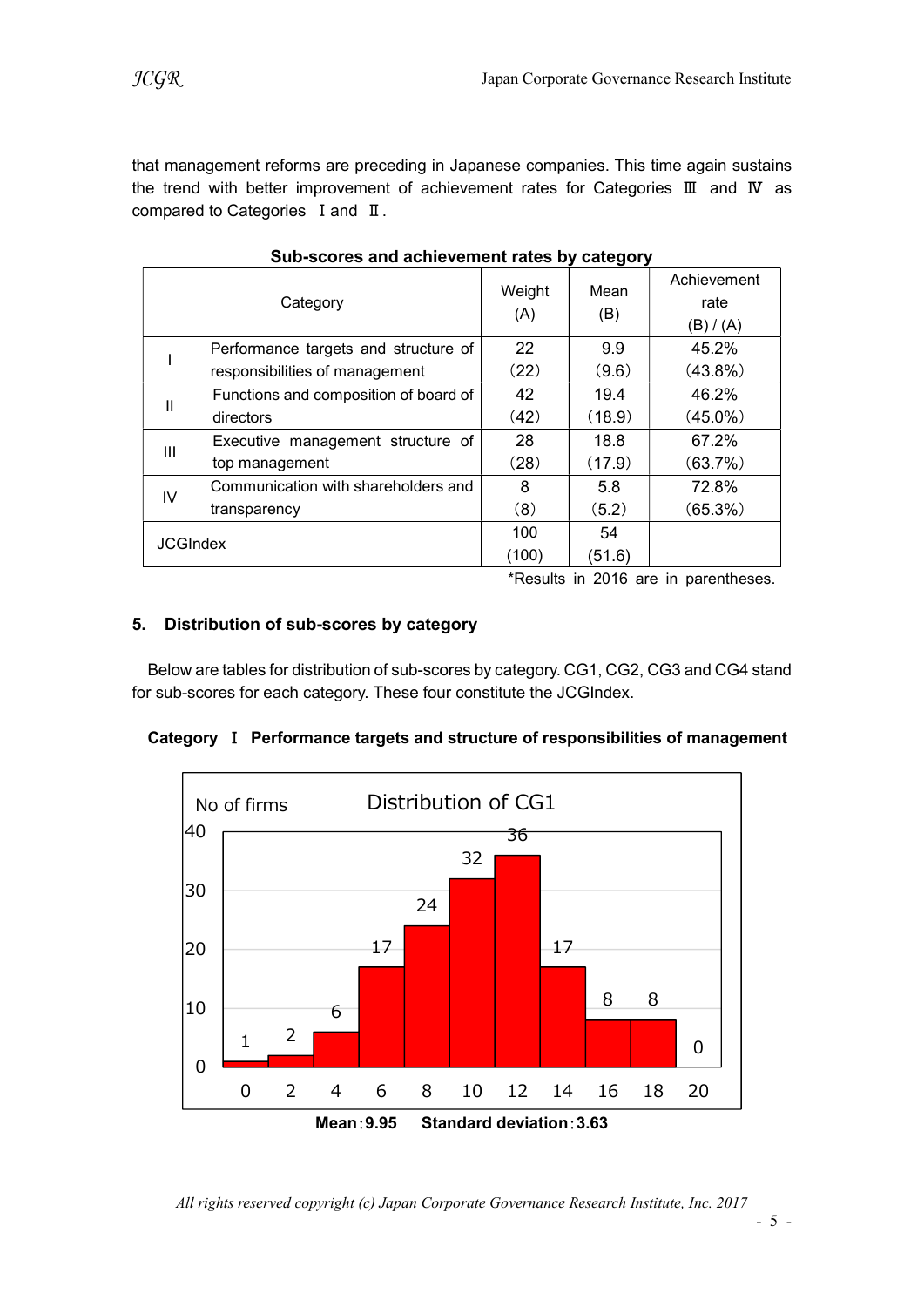that management reforms are preceding in Japanese companies. This time again sustains the trend with better improvement of achievement rates for Categories Ⅲ and Ⅳ as compared to Categories Ⅰ and Ⅱ.

**Sub-scores and achievement rates by category**

| | Category | Weight (A) | Mean (B) | Achievement rate (B) / (A) |
|---|---|---|---|---|
| I | Performance targets and structure of responsibilities of management | 22 (22) | 9.9 (9.6) | 45.2% (43.8%) |
| II | Functions and composition of board of directors | 42 (42) | 19.4 (18.9) | 46.2% (45.0%) |
| III | Executive management structure of top management | 28 (28) | 18.8 (17.9) | 67.2% (63.7%) |
| IV | Communication with shareholders and transparency | 8 (8) | 5.8 (5.2) | 72.8% (65.3%) |
| JCGIndex | | 100 (100) | 54 (51.6) | |

*Results in 2016 are in parentheses.

## 5. Distribution of sub-scores by category

Below are tables for distribution of sub-scores by category. CG1, CG2, CG3 and CG4 stand for sub-scores for each category. These four constitute the JCGIndex.

### Category Ⅰ Performance targets and structure of responsibilities of management

**Distribution of CG1** (No of firms)

| Score | 0 | 2 | 4 | 6 | 8 | 10 | 12 | 14 | 16 | 18 | 20 |
|---|---|---|---|---|---|---|---|---|---|---|---|
| No of firms | 1 | 2 | 6 | 17 | 24 | 32 | 36 | 17 | 8 | 8 | 0 |

**Mean：9.95 Standard deviation：3.63**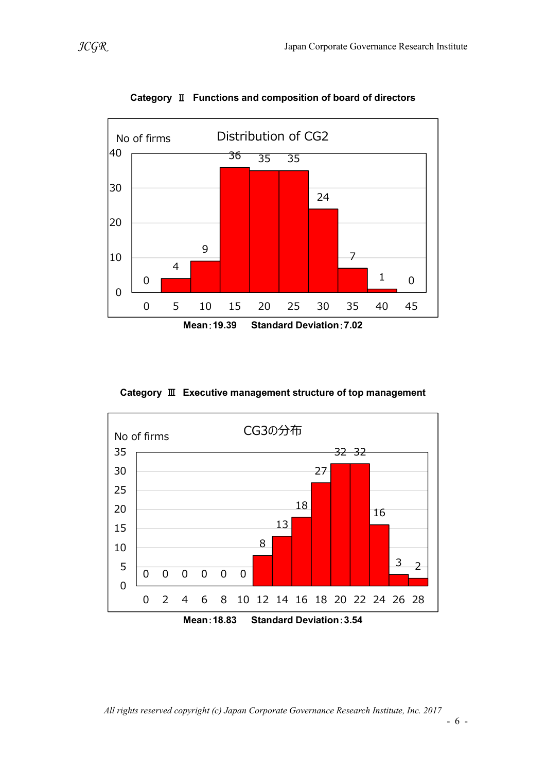**Category Ⅱ　Functions and composition of board of directors**

Distribution of CG2

No of firms

| Score | 0 | 5 | 10 | 15 | 20 | 25 | 30 | 35 | 40 | 45 |
|---|---|---|---|---|---|---|---|---|---|---|
| No of firms | 0 | 4 | 9 | 36 | 35 | 35 | 24 | 7 | 1 | 0 |

**Mean：19.39　　Standard Deviation：7.02**

**Category Ⅲ　Executive management structure of top management**

CG3の分布

No of firms

| Score | 0 | 2 | 4 | 6 | 8 | 10 | 12 | 14 | 16 | 18 | 20 | 22 | 24 | 26 | 28 |
|---|---|---|---|---|---|---|---|---|---|---|---|---|---|---|---|
| No of firms | 0 | 0 | 0 | 0 | 0 | 0 | 8 | 13 | 18 | 27 | 32 | 32 | 16 | 3 | 2 |

**Mean：18.83　　Standard Deviation：3.54**

*All rights reserved copyright (c) Japan Corporate Governance Research Institute, Inc. 2017*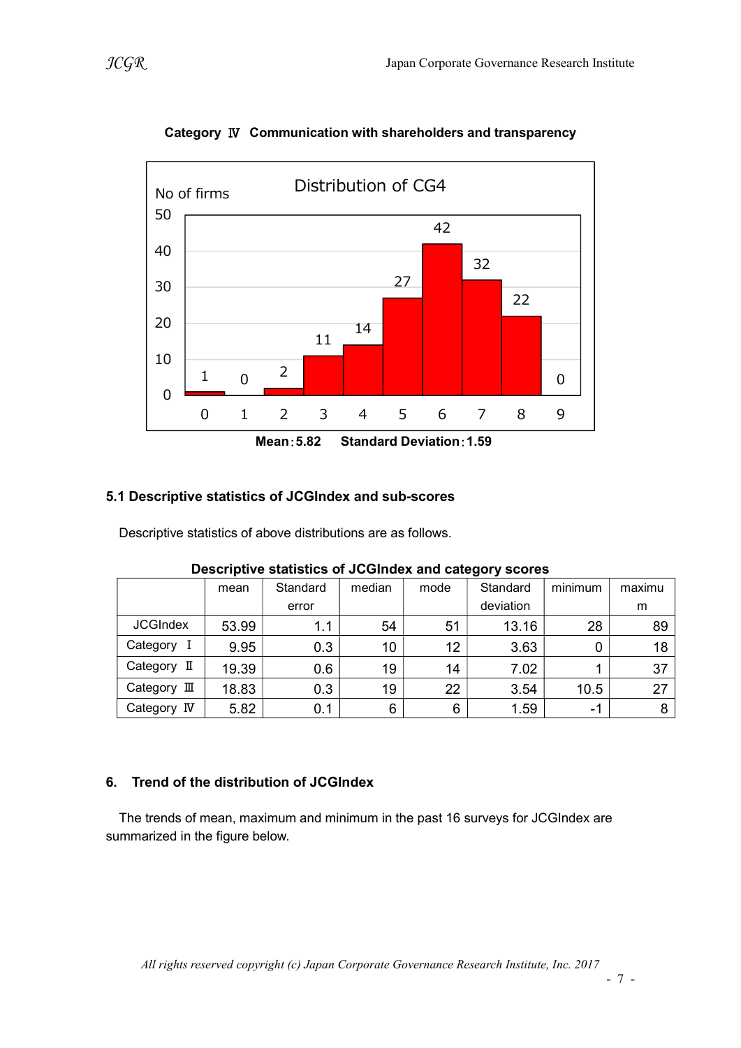**Category Ⅳ Communication with shareholders and transparency**

Distribution of CG4

| Score | 0 | 1 | 2 | 3 | 4 | 5 | 6 | 7 | 8 | 9 |
|---|---|---|---|---|---|---|---|---|---|---|
| No of firms | 1 | 0 | 2 | 11 | 14 | 27 | 42 | 32 | 22 | 0 |

**Mean：5.82　　Standard Deviation：1.59**

### 5.1 Descriptive statistics of JCGIndex and sub-scores

Descriptive statistics of above distributions are as follows.

**Descriptive statistics of JCGIndex and category scores**

| | mean | Standard error | median | mode | Standard deviation | minimum | maximum |
|---|---|---|---|---|---|---|---|
| JCGIndex | 53.99 | 1.1 | 54 | 51 | 13.16 | 28 | 89 |
| Category Ⅰ | 9.95 | 0.3 | 10 | 12 | 3.63 | 0 | 18 |
| Category Ⅱ | 19.39 | 0.6 | 19 | 14 | 7.02 | 1 | 37 |
| Category Ⅲ | 18.83 | 0.3 | 19 | 22 | 3.54 | 10.5 | 27 |
| Category Ⅳ | 5.82 | 0.1 | 6 | 6 | 1.59 | -1 | 8 |

## 6. Trend of the distribution of JCGIndex

The trends of mean, maximum and minimum in the past 16 surveys for JCGIndex are summarized in the figure below.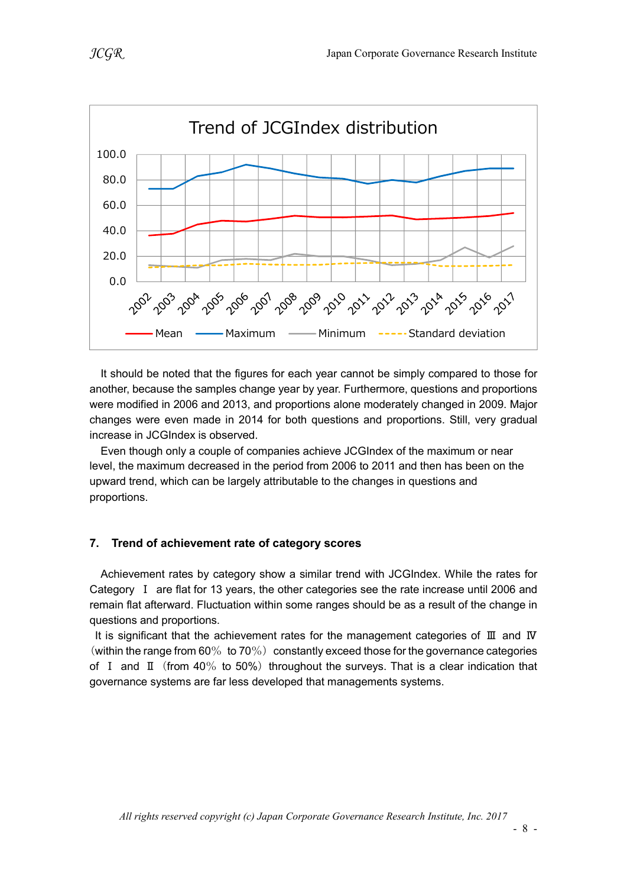It should be noted that the figures for each year cannot be simply compared to those for another, because the samples change year by year. Furthermore, questions and proportions were modified in 2006 and 2013, and proportions alone moderately changed in 2009. Major changes were even made in 2014 for both questions and proportions. Still, very gradual increase in JCGIndex is observed.

Even though only a couple of companies achieve JCGIndex of the maximum or near level, the maximum decreased in the period from 2006 to 2011 and then has been on the upward trend, which can be largely attributable to the changes in questions and proportions.

## 7. Trend of achievement rate of category scores

Achievement rates by category show a similar trend with JCGIndex. While the rates for Category Ⅰ are flat for 13 years, the other categories see the rate increase until 2006 and remain flat afterward. Fluctuation within some ranges should be as a result of the change in questions and proportions.

It is significant that the achievement rates for the management categories of Ⅲ and Ⅳ（within the range from 60％ to 70％）constantly exceed those for the governance categories of Ⅰ and Ⅱ（from 40％ to 50%）throughout the surveys. That is a clear indication that governance systems are far less developed that managements systems.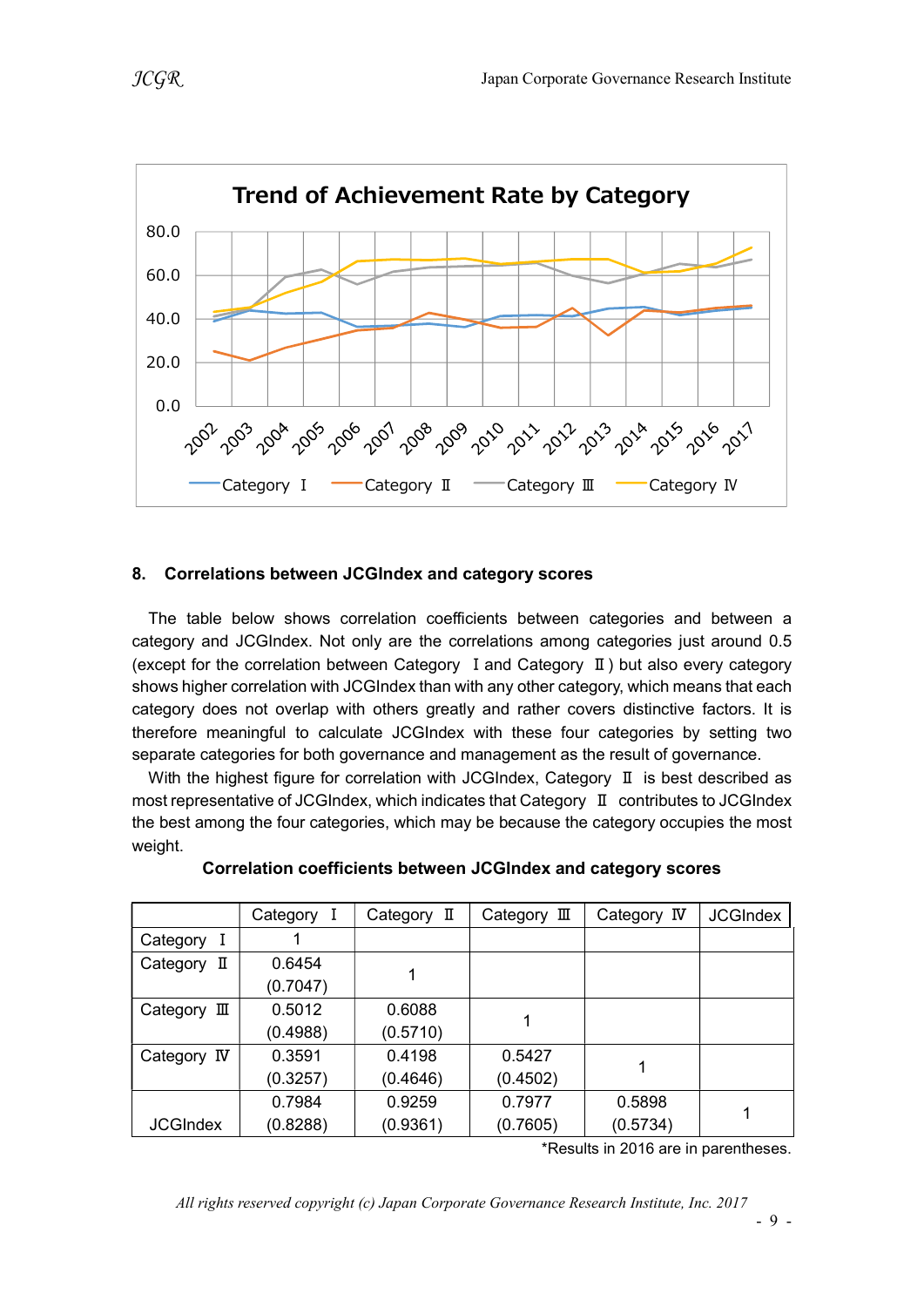Trend of Achievement Rate by Category

## 8. Correlations between JCGIndex and category scores

The table below shows correlation coefficients between categories and between a category and JCGIndex. Not only are the correlations among categories just around 0.5 (except for the correlation between Category Ⅰ and Category Ⅱ) but also every category shows higher correlation with JCGIndex than with any other category, which means that each category does not overlap with others greatly and rather covers distinctive factors. It is therefore meaningful to calculate JCGIndex with these four categories by setting two separate categories for both governance and management as the result of governance.

With the highest figure for correlation with JCGIndex, Category Ⅱ is best described as most representative of JCGIndex, which indicates that Category Ⅱ contributes to JCGIndex the best among the four categories, which may be because the category occupies the most weight.

**Correlation coefficients between JCGIndex and category scores**

| | Category Ⅰ | Category Ⅱ | Category Ⅲ | Category Ⅳ | JCGIndex |
|---|---|---|---|---|---|
| Category Ⅰ | 1 | | | | |
| Category Ⅱ | 0.6454 (0.7047) | 1 | | | |
| Category Ⅲ | 0.5012 (0.4988) | 0.6088 (0.5710) | 1 | | |
| Category Ⅳ | 0.3591 (0.3257) | 0.4198 (0.4646) | 0.5427 (0.4502) | 1 | |
| JCGIndex | 0.7984 (0.8288) | 0.9259 (0.9361) | 0.7977 (0.7605) | 0.5898 (0.5734) | 1 |

*Results in 2016 are in parentheses.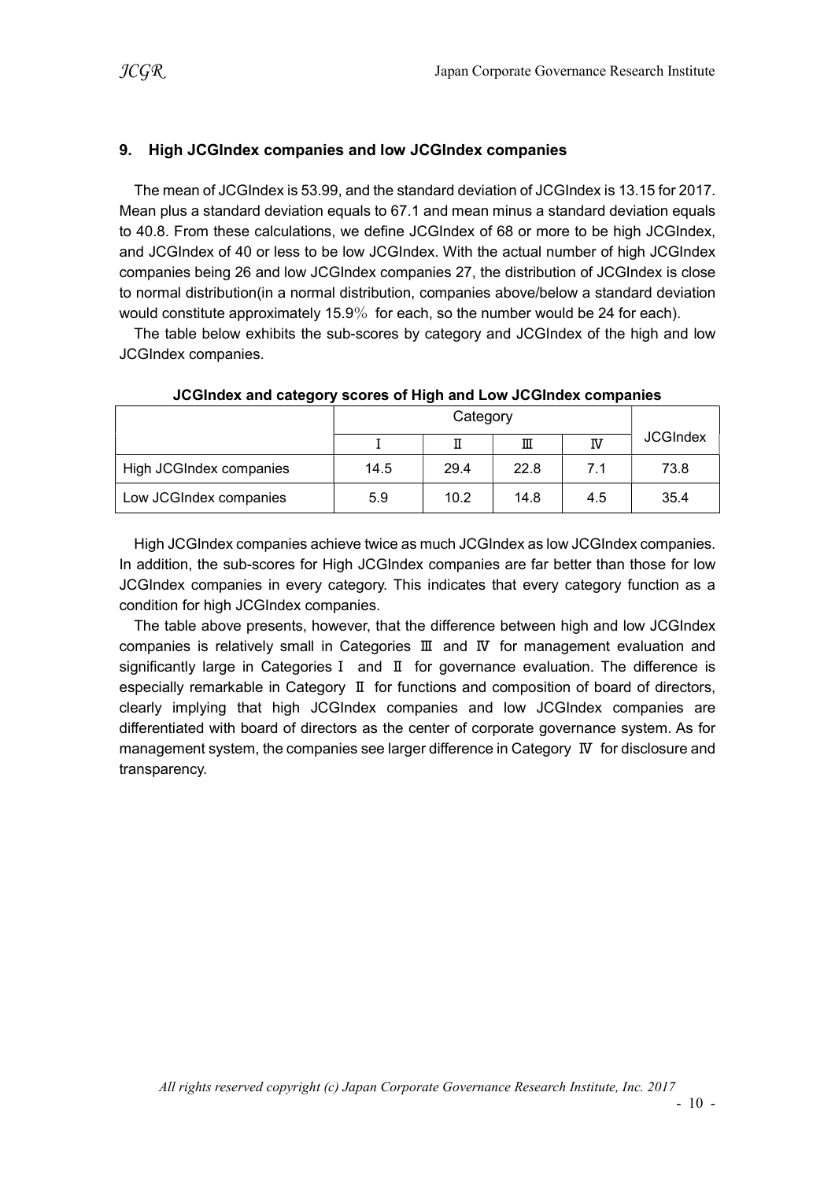## 9. High JCGIndex companies and low JCGIndex companies

The mean of JCGIndex is 53.99, and the standard deviation of JCGIndex is 13.15 for 2017. Mean plus a standard deviation equals to 67.1 and mean minus a standard deviation equals to 40.8. From these calculations, we define JCGIndex of 68 or more to be high JCGIndex, and JCGIndex of 40 or less to be low JCGIndex. With the actual number of high JCGIndex companies being 26 and low JCGIndex companies 27, the distribution of JCGIndex is close to normal distribution(in a normal distribution, companies above/below a standard deviation would constitute approximately 15.9％ for each, so the number would be 24 for each).

The table below exhibits the sub-scores by category and JCGIndex of the high and low JCGIndex companies.

**JCGIndex and category scores of High and Low JCGIndex companies**

| | Category | | | | JCGIndex |
|---|---|---|---|---|---|
| | Ⅰ | Ⅱ | Ⅲ | Ⅳ | |
| High JCGIndex companies | 14.5 | 29.4 | 22.8 | 7.1 | 73.8 |
| Low JCGIndex companies | 5.9 | 10.2 | 14.8 | 4.5 | 35.4 |

High JCGIndex companies achieve twice as much JCGIndex as low JCGIndex companies. In addition, the sub-scores for High JCGIndex companies are far better than those for low JCGIndex companies in every category. This indicates that every category function as a condition for high JCGIndex companies.

The table above presents, however, that the difference between high and low JCGIndex companies is relatively small in Categories Ⅲ and Ⅳ for management evaluation and significantly large in Categories Ⅰ and Ⅱ for governance evaluation. The difference is especially remarkable in Category Ⅱ for functions and composition of board of directors, clearly implying that high JCGIndex companies and low JCGIndex companies are differentiated with board of directors as the center of corporate governance system. As for management system, the companies see larger difference in Category Ⅳ for disclosure and transparency.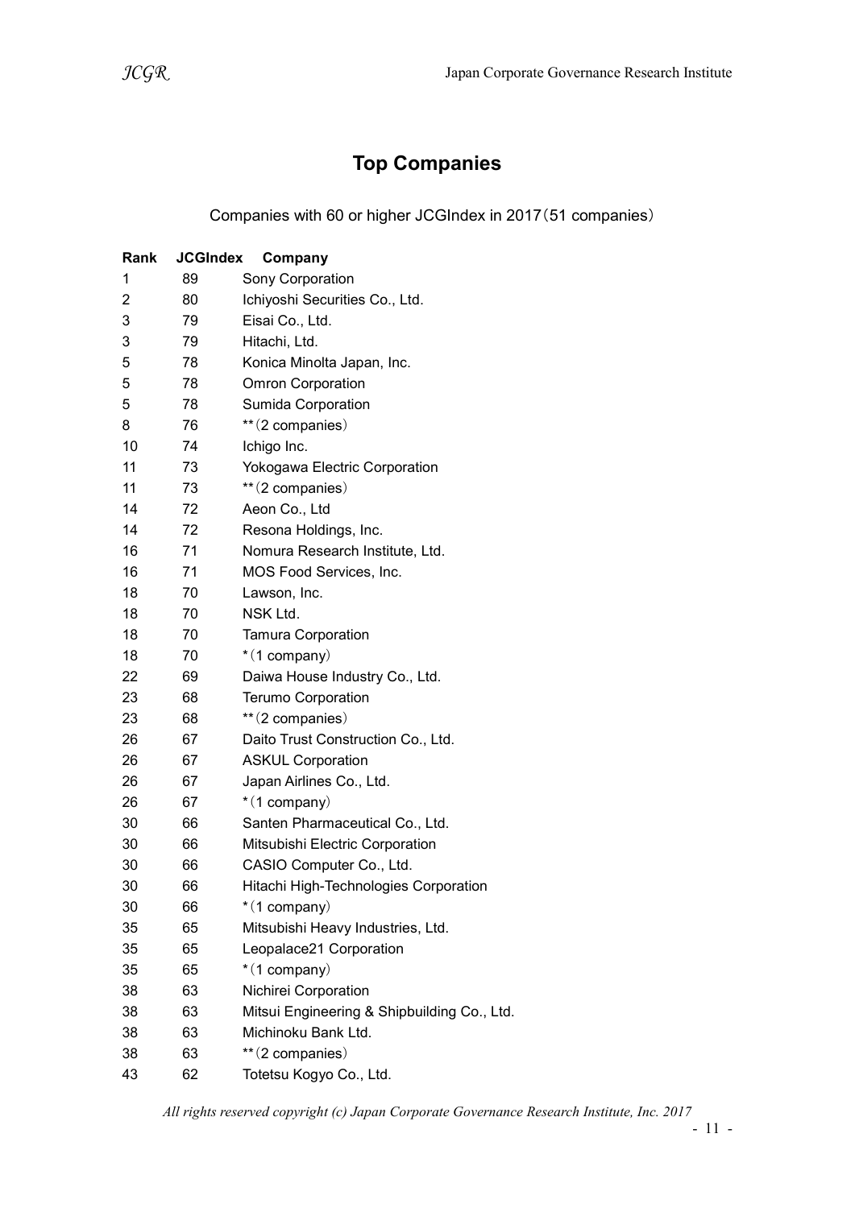# Top Companies

Companies with 60 or higher JCGIndex in 2017（51 companies）

| Rank | JCGIndex | Company |
|---|---|---|
| 1 | 89 | Sony Corporation |
| 2 | 80 | Ichiyoshi Securities Co., Ltd. |
| 3 | 79 | Eisai Co., Ltd. |
| 3 | 79 | Hitachi, Ltd. |
| 5 | 78 | Konica Minolta Japan, Inc. |
| 5 | 78 | Omron Corporation |
| 5 | 78 | Sumida Corporation |
| 8 | 76 | **（2 companies） |
| 10 | 74 | Ichigo Inc. |
| 11 | 73 | Yokogawa Electric Corporation |
| 11 | 73 | **（2 companies） |
| 14 | 72 | Aeon Co., Ltd |
| 14 | 72 | Resona Holdings, Inc. |
| 16 | 71 | Nomura Research Institute, Ltd. |
| 16 | 71 | MOS Food Services, Inc. |
| 18 | 70 | Lawson, Inc. |
| 18 | 70 | NSK Ltd. |
| 18 | 70 | Tamura Corporation |
| 18 | 70 | *（1 company） |
| 22 | 69 | Daiwa House Industry Co., Ltd. |
| 23 | 68 | Terumo Corporation |
| 23 | 68 | **（2 companies） |
| 26 | 67 | Daito Trust Construction Co., Ltd. |
| 26 | 67 | ASKUL Corporation |
| 26 | 67 | Japan Airlines Co., Ltd. |
| 26 | 67 | *（1 company） |
| 30 | 66 | Santen Pharmaceutical Co., Ltd. |
| 30 | 66 | Mitsubishi Electric Corporation |
| 30 | 66 | CASIO Computer Co., Ltd. |
| 30 | 66 | Hitachi High-Technologies Corporation |
| 30 | 66 | *（1 company） |
| 35 | 65 | Mitsubishi Heavy Industries, Ltd. |
| 35 | 65 | Leopalace21 Corporation |
| 35 | 65 | *（1 company） |
| 38 | 63 | Nichirei Corporation |
| 38 | 63 | Mitsui Engineering & Shipbuilding Co., Ltd. |
| 38 | 63 | Michinoku Bank Ltd. |
| 38 | 63 | **（2 companies） |
| 43 | 62 | Totetsu Kogyo Co., Ltd. |

*All rights reserved copyright (c) Japan Corporate Governance Research Institute, Inc. 2017*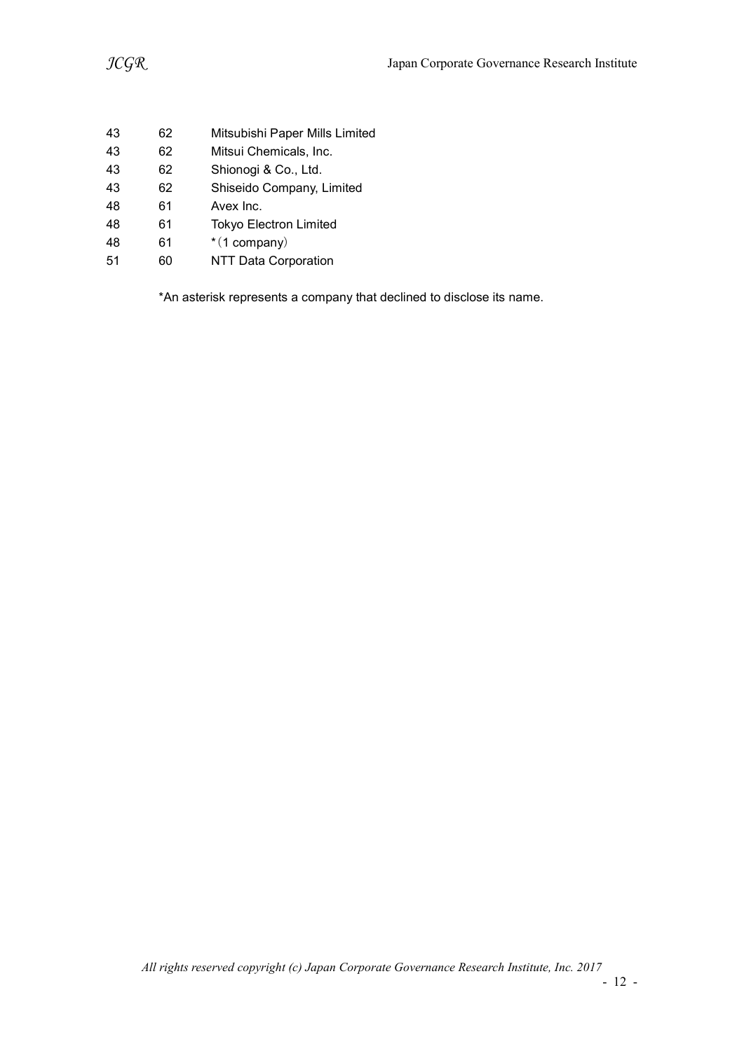| | | |
|---|---|---|
| 43 | 62 | Mitsubishi Paper Mills Limited |
| 43 | 62 | Mitsui Chemicals, Inc. |
| 43 | 62 | Shionogi & Co., Ltd. |
| 43 | 62 | Shiseido Company, Limited |
| 48 | 61 | Avex Inc. |
| 48 | 61 | Tokyo Electron Limited |
| 48 | 61 | *（1 company） |
| 51 | 60 | NTT Data Corporation |

*An asterisk represents a company that declined to disclose its name.